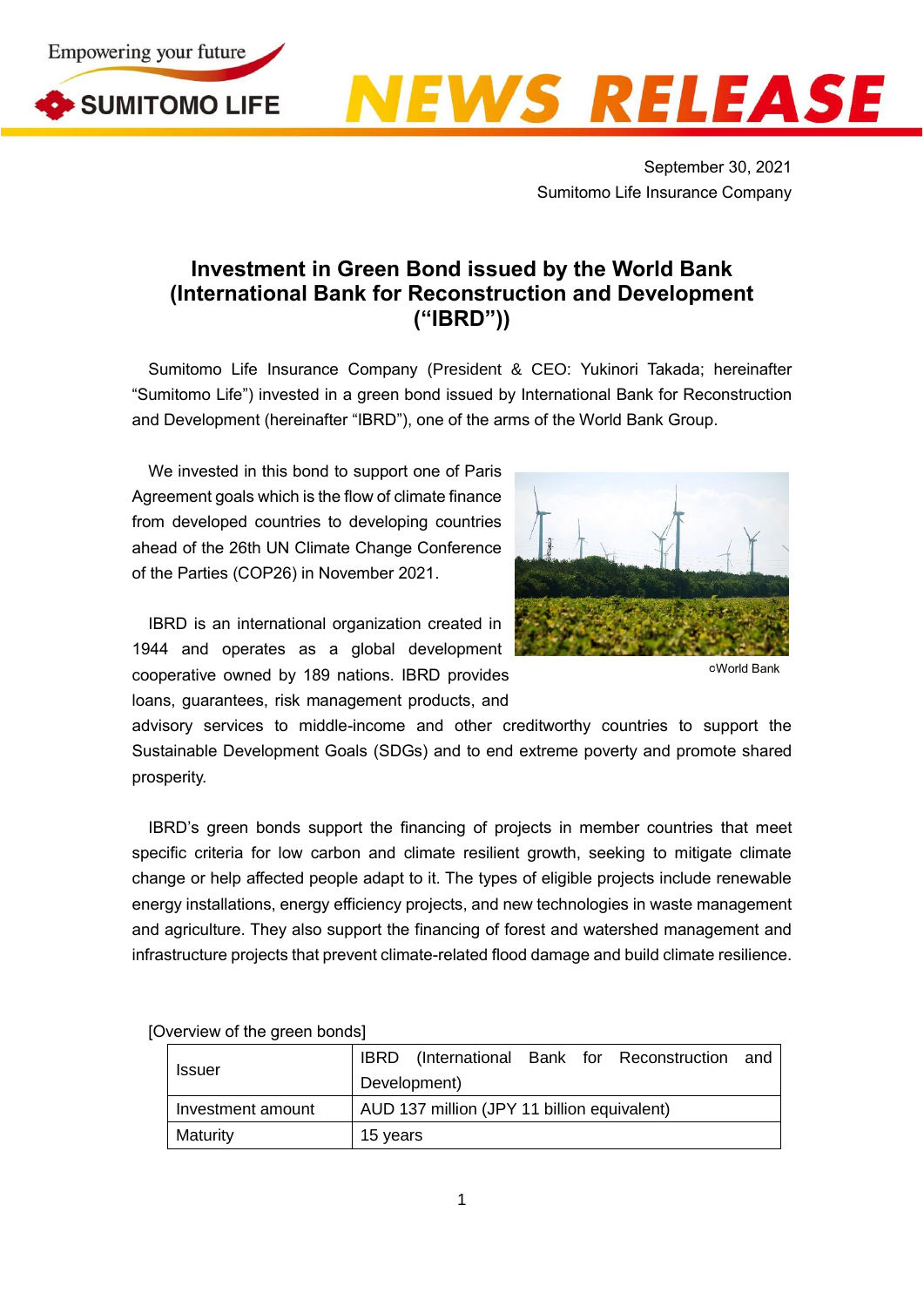September 30, 2021
Sumitomo Life Insurance Company

# Investment in Green Bond issued by the World Bank (International Bank for Reconstruction and Development ("IBRD"))

Sumitomo Life Insurance Company (President & CEO: Yukinori Takada; hereinafter "Sumitomo Life") invested in a green bond issued by International Bank for Reconstruction and Development (hereinafter "IBRD"), one of the arms of the World Bank Group.

We invested in this bond to support one of Paris Agreement goals which is the flow of climate finance from developed countries to developing countries ahead of the 26th UN Climate Change Conference of the Parties (COP26) in November 2021.

©World Bank

IBRD is an international organization created in 1944 and operates as a global development cooperative owned by 189 nations. IBRD provides loans, guarantees, risk management products, and advisory services to middle-income and other creditworthy countries to support the Sustainable Development Goals (SDGs) and to end extreme poverty and promote shared prosperity.

IBRD's green bonds support the financing of projects in member countries that meet specific criteria for low carbon and climate resilient growth, seeking to mitigate climate change or help affected people adapt to it. The types of eligible projects include renewable energy installations, energy efficiency projects, and new technologies in waste management and agriculture. They also support the financing of forest and watershed management and infrastructure projects that prevent climate-related flood damage and build climate resilience.

[Overview of the green bonds]

| Issuer | IBRD (International Bank for Reconstruction and Development) |
|---|---|
| Investment amount | AUD 137 million (JPY 11 billion equivalent) |
| Maturity | 15 years |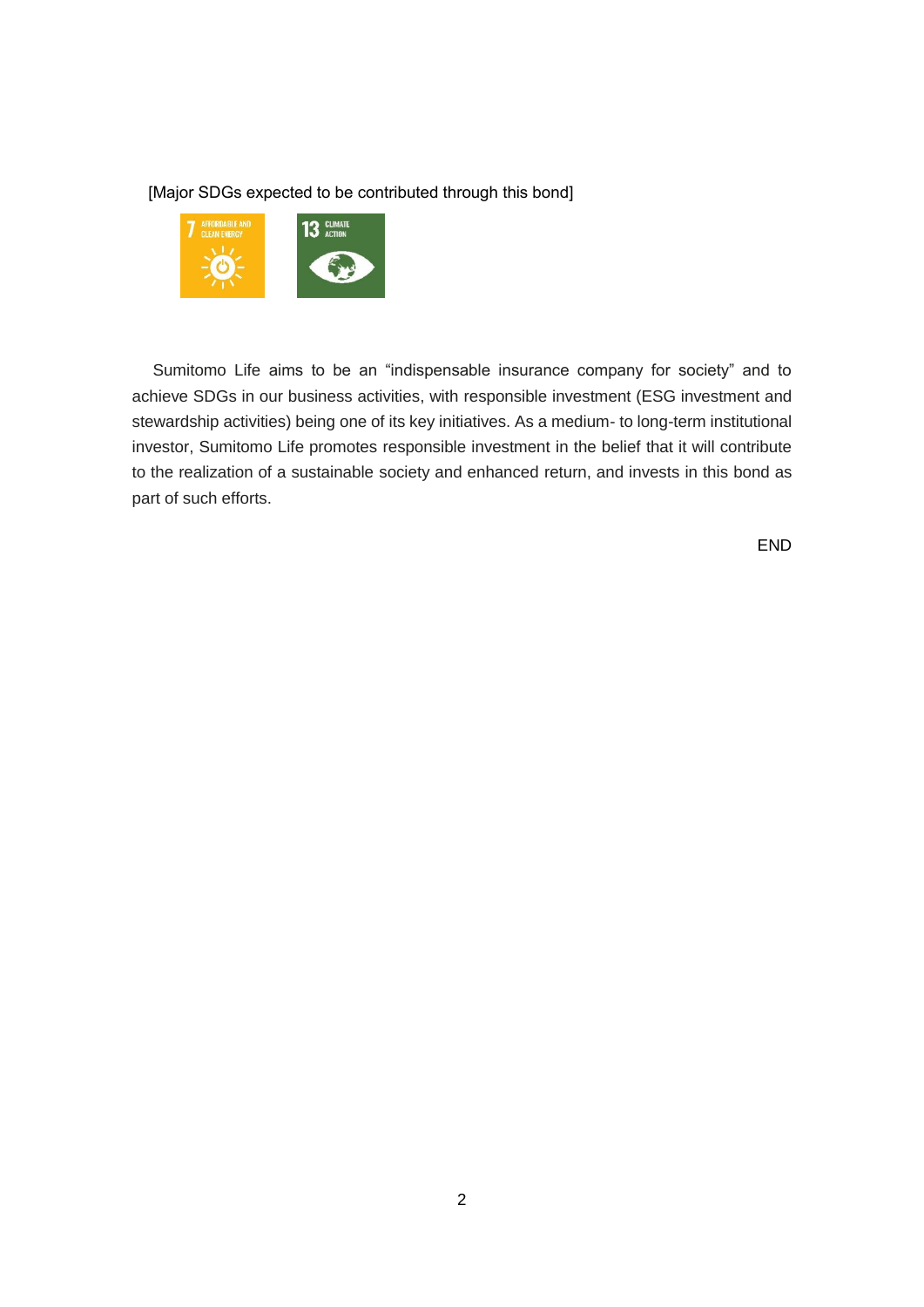[Major SDGs expected to be contributed through this bond]

7 AFFORDABLE AND CLEAN ENERGY

13 CLIMATE ACTION

Sumitomo Life aims to be an “indispensable insurance company for society” and to achieve SDGs in our business activities, with responsible investment (ESG investment and stewardship activities) being one of its key initiatives. As a medium- to long-term institutional investor, Sumitomo Life promotes responsible investment in the belief that it will contribute to the realization of a sustainable society and enhanced return, and invests in this bond as part of such efforts.

END